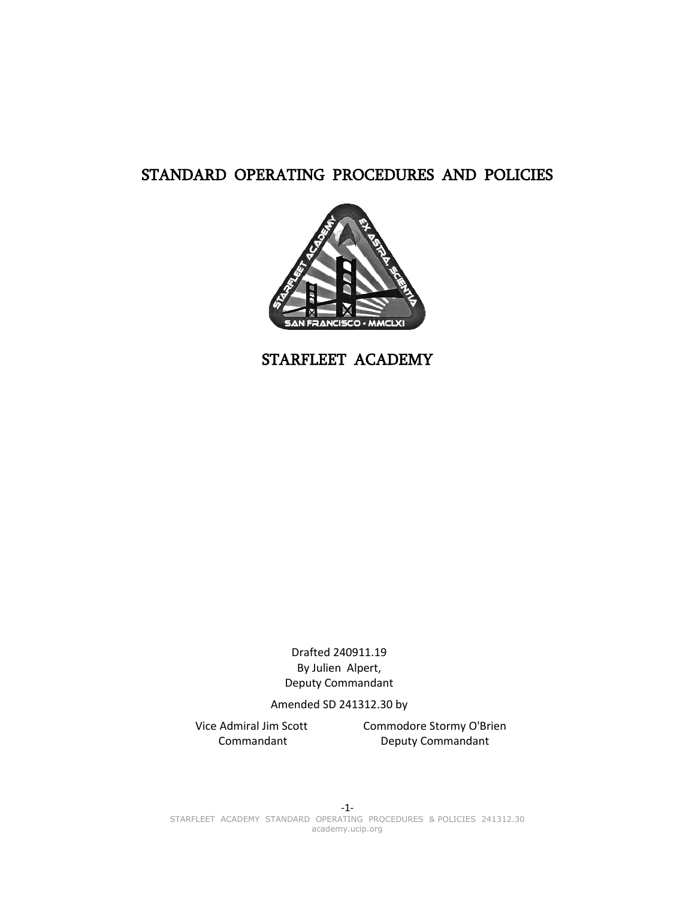# STANDARD OPERATING PROCEDURES AND POLICIES

# STARFLEET ACADEMY

Drafted 240911.19
By Julien Alpert,
Deputy Commandant

Amended SD 241312.30 by

Vice Admiral Jim Scott
Commandant

Commodore Stormy O'Brien
Deputy Commandant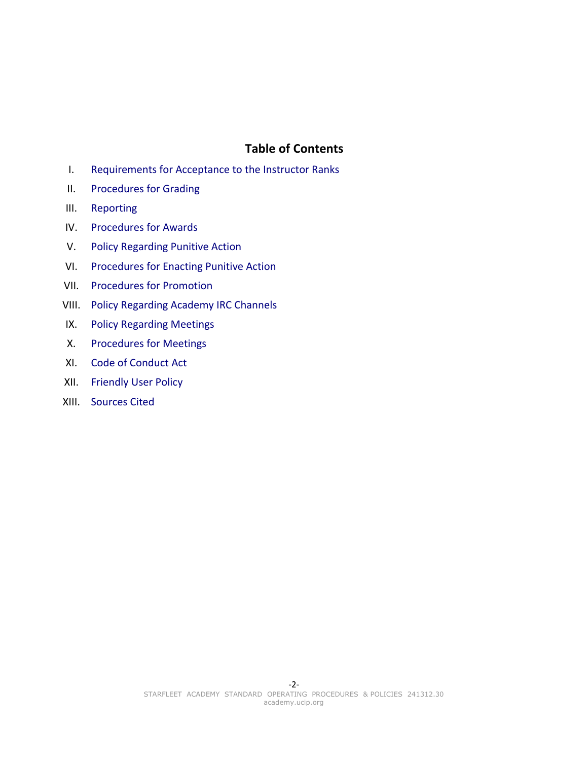## Table of Contents

I. Requirements for Acceptance to the Instructor Ranks
II. Procedures for Grading
III. Reporting
IV. Procedures for Awards
V. Policy Regarding Punitive Action
VI. Procedures for Enacting Punitive Action
VII. Procedures for Promotion
VIII. Policy Regarding Academy IRC Channels
IX. Policy Regarding Meetings
X. Procedures for Meetings
XI. Code of Conduct Act
XII. Friendly User Policy
XIII. Sources Cited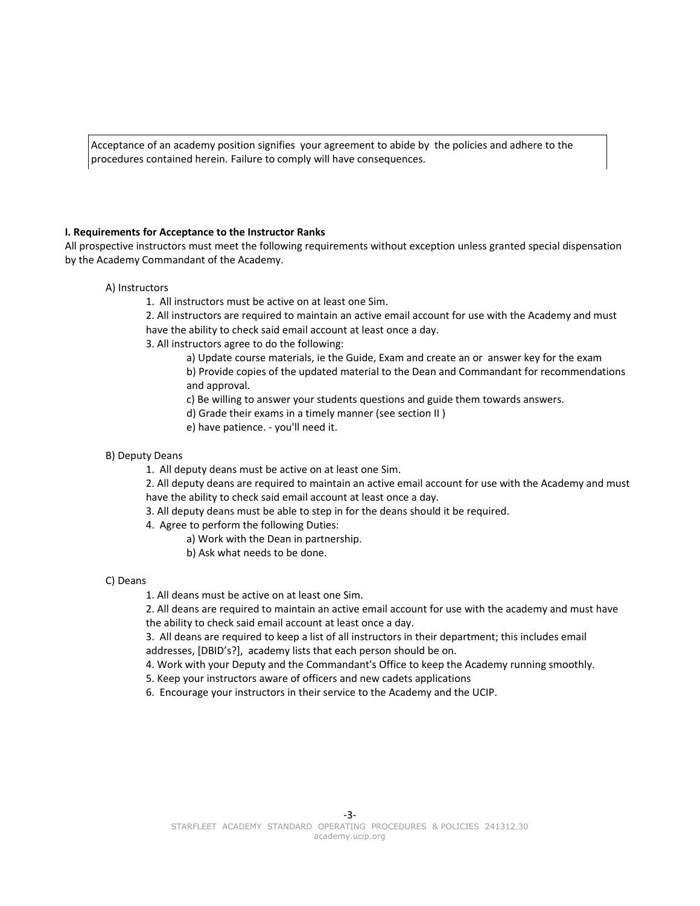Acceptance of an academy position signifies your agreement to abide by the policies and adhere to the procedures contained herein. Failure to comply will have consequences.

**I. Requirements for Acceptance to the Instructor Ranks**

All prospective instructors must meet the following requirements without exception unless granted special dispensation by the Academy Commandant of the Academy.

A) Instructors

1. All instructors must be active on at least one Sim.
2. All instructors are required to maintain an active email account for use with the Academy and must have the ability to check said email account at least once a day.
3. All instructors agree to do the following:
   - a) Update course materials, ie the Guide, Exam and create an or answer key for the exam
   - b) Provide copies of the updated material to the Dean and Commandant for recommendations and approval.
   - c) Be willing to answer your students questions and guide them towards answers.
   - d) Grade their exams in a timely manner (see section II )
   - e) have patience. - you'll need it.

B) Deputy Deans

1. All deputy deans must be active on at least one Sim.
2. All deputy deans are required to maintain an active email account for use with the Academy and must have the ability to check said email account at least once a day.
3. All deputy deans must be able to step in for the deans should it be required.
4. Agree to perform the following Duties:
   - a) Work with the Dean in partnership.
   - b) Ask what needs to be done.

C) Deans

1. All deans must be active on at least one Sim.
2. All deans are required to maintain an active email account for use with the academy and must have the ability to check said email account at least once a day.
3. All deans are required to keep a list of all instructors in their department; this includes email addresses, [DBID's?], academy lists that each person should be on.
4. Work with your Deputy and the Commandant's Office to keep the Academy running smoothly.
5. Keep your instructors aware of officers and new cadets applications
6. Encourage your instructors in their service to the Academy and the UCIP.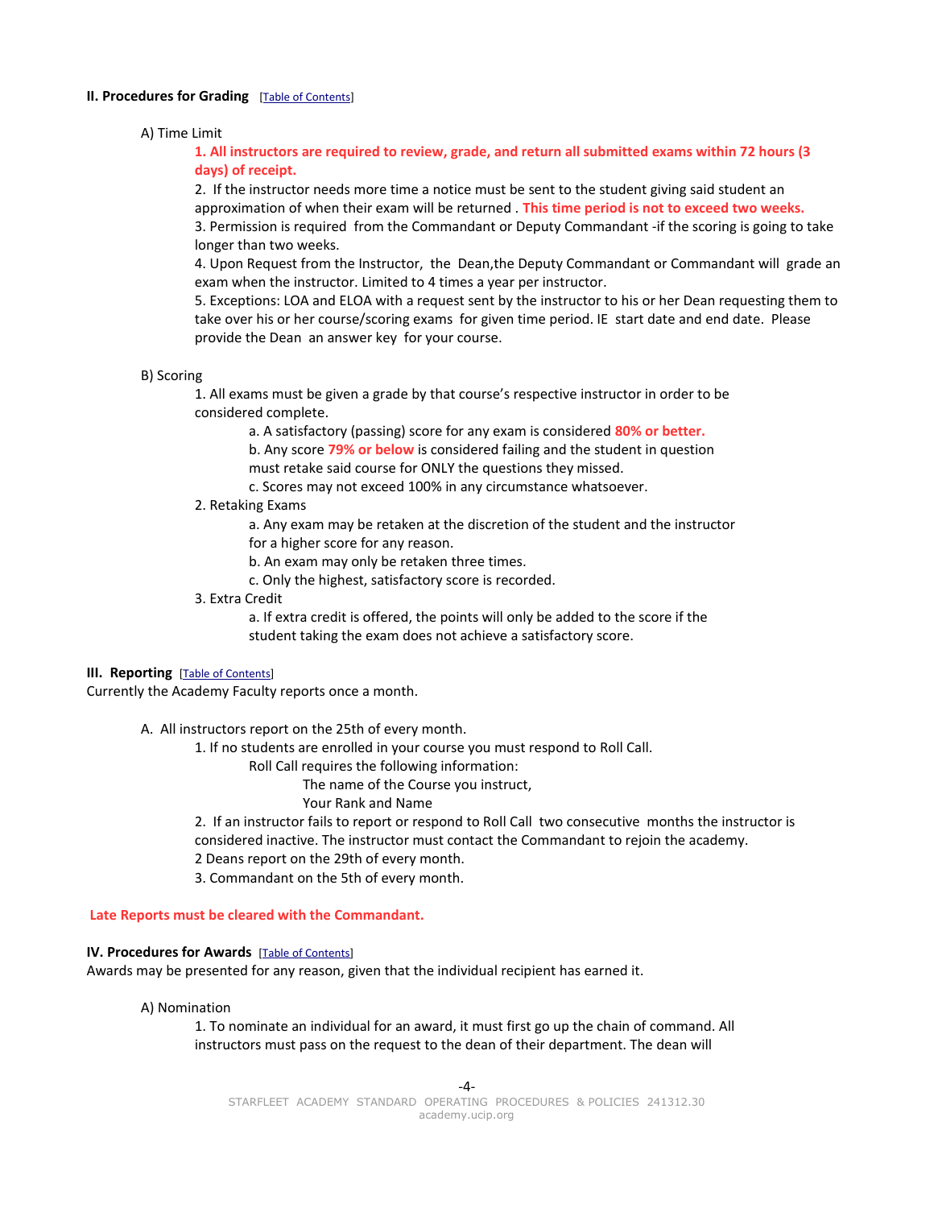## II. Procedures for Grading [Table of Contents]

A) Time Limit

**1. All instructors are required to review, grade, and return all submitted exams within 72 hours (3 days) of receipt.**

2. If the instructor needs more time a notice must be sent to the student giving said student an approximation of when their exam will be returned . **This time period is not to exceed two weeks.**

3. Permission is required from the Commandant or Deputy Commandant -if the scoring is going to take longer than two weeks.

4. Upon Request from the Instructor, the Dean,the Deputy Commandant or Commandant will grade an exam when the instructor. Limited to 4 times a year per instructor.

5. Exceptions: LOA and ELOA with a request sent by the instructor to his or her Dean requesting them to take over his or her course/scoring exams for given time period. IE start date and end date. Please provide the Dean an answer key for your course.

B) Scoring

1. All exams must be given a grade by that course's respective instructor in order to be considered complete.
   - a. A satisfactory (passing) score for any exam is considered **80% or better.**
   - b. Any score **79% or below** is considered failing and the student in question must retake said course for ONLY the questions they missed.
   - c. Scores may not exceed 100% in any circumstance whatsoever.
2. Retaking Exams
   - a. Any exam may be retaken at the discretion of the student and the instructor for a higher score for any reason.
   - b. An exam may only be retaken three times.
   - c. Only the highest, satisfactory score is recorded.
3. Extra Credit
   - a. If extra credit is offered, the points will only be added to the score if the student taking the exam does not achieve a satisfactory score.

## III. Reporting [Table of Contents]

Currently the Academy Faculty reports once a month.

A. All instructors report on the 25th of every month.

1. If no students are enrolled in your course you must respond to Roll Call.
   Roll Call requires the following information:
   - The name of the Course you instruct,
   - Your Rank and Name
2. If an instructor fails to report or respond to Roll Call two consecutive months the instructor is considered inactive. The instructor must contact the Commandant to rejoin the academy.

2 Deans report on the 29th of every month.

3. Commandant on the 5th of every month.

**Late Reports must be cleared with the Commandant.**

## IV. Procedures for Awards [Table of Contents]

Awards may be presented for any reason, given that the individual recipient has earned it.

A) Nomination

1. To nominate an individual for an award, it must first go up the chain of command. All instructors must pass on the request to the dean of their department. The dean will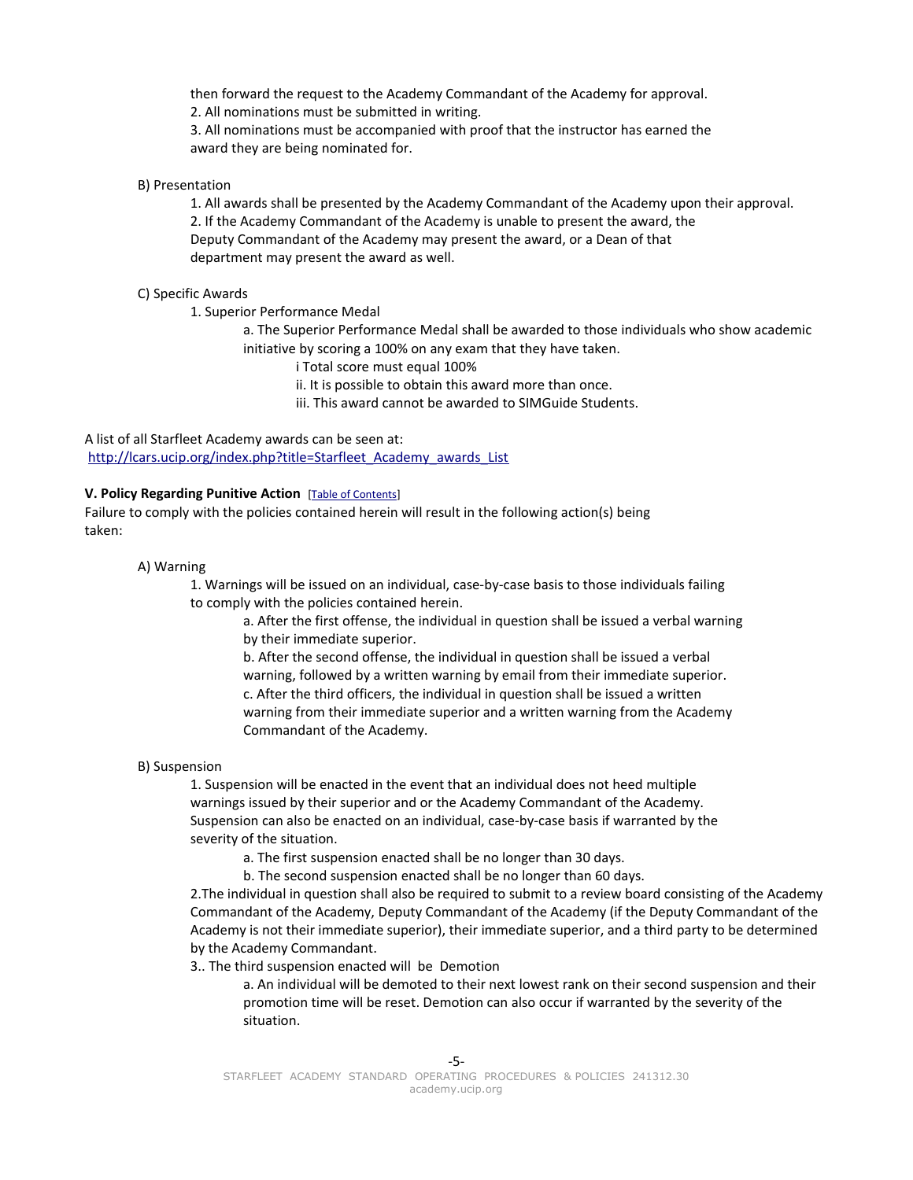then forward the request to the Academy Commandant of the Academy for approval.
2. All nominations must be submitted in writing.
3. All nominations must be accompanied with proof that the instructor has earned the award they are being nominated for.

B) Presentation

1. All awards shall be presented by the Academy Commandant of the Academy upon their approval.
2. If the Academy Commandant of the Academy is unable to present the award, the Deputy Commandant of the Academy may present the award, or a Dean of that department may present the award as well.

C) Specific Awards

1. Superior Performance Medal
    a. The Superior Performance Medal shall be awarded to those individuals who show academic initiative by scoring a 100% on any exam that they have taken.
        i Total score must equal 100%
        ii. It is possible to obtain this award more than once.
        iii. This award cannot be awarded to SIMGuide Students.

A list of all Starfleet Academy awards can be seen at:
[http://lcars.ucip.org/index.php?title=Starfleet_Academy_awards_List](http://lcars.ucip.org/index.php?title=Starfleet_Academy_awards_List)

**V. Policy Regarding Punitive Action** [Table of Contents]

Failure to comply with the policies contained herein will result in the following action(s) being taken:

A) Warning

1. Warnings will be issued on an individual, case-by-case basis to those individuals failing to comply with the policies contained herein.
    a. After the first offense, the individual in question shall be issued a verbal warning by their immediate superior.
    b. After the second offense, the individual in question shall be issued a verbal warning, followed by a written warning by email from their immediate superior.
    c. After the third officers, the individual in question shall be issued a written warning from their immediate superior and a written warning from the Academy Commandant of the Academy.

B) Suspension

1. Suspension will be enacted in the event that an individual does not heed multiple warnings issued by their superior and or the Academy Commandant of the Academy. Suspension can also be enacted on an individual, case-by-case basis if warranted by the severity of the situation.
    a. The first suspension enacted shall be no longer than 30 days.
    b. The second suspension enacted shall be no longer than 60 days.
2. The individual in question shall also be required to submit to a review board consisting of the Academy Commandant of the Academy, Deputy Commandant of the Academy (if the Deputy Commandant of the Academy is not their immediate superior), their immediate superior, and a third party to be determined by the Academy Commandant.
3.. The third suspension enacted will be Demotion
    a. An individual will be demoted to their next lowest rank on their second suspension and their promotion time will be reset. Demotion can also occur if warranted by the severity of the situation.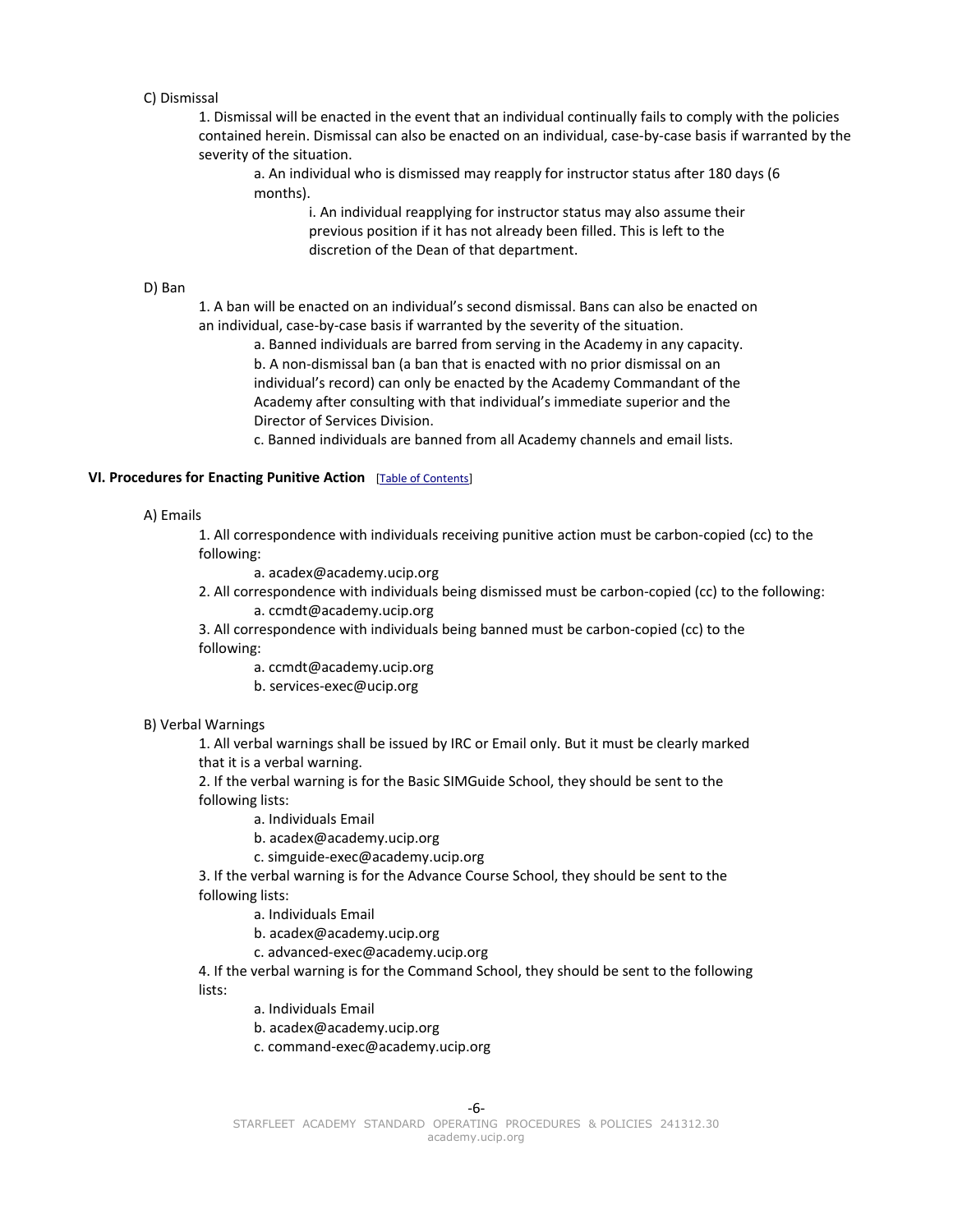C) Dismissal

1. Dismissal will be enacted in the event that an individual continually fails to comply with the policies contained herein. Dismissal can also be enacted on an individual, case-by-case basis if warranted by the severity of the situation.
    - a. An individual who is dismissed may reapply for instructor status after 180 days (6 months).
        - i. An individual reapplying for instructor status may also assume their previous position if it has not already been filled. This is left to the discretion of the Dean of that department.

D) Ban

1. A ban will be enacted on an individual's second dismissal. Bans can also be enacted on an individual, case-by-case basis if warranted by the severity of the situation.
    - a. Banned individuals are barred from serving in the Academy in any capacity.
    - b. A non-dismissal ban (a ban that is enacted with no prior dismissal on an individual's record) can only be enacted by the Academy Commandant of the Academy after consulting with that individual's immediate superior and the Director of Services Division.
    - c. Banned individuals are banned from all Academy channels and email lists.

**VI. Procedures for Enacting Punitive Action** [Table of Contents]

A) Emails

1. All correspondence with individuals receiving punitive action must be carbon-copied (cc) to the following:
    - a. acadex@academy.ucip.org
2. All correspondence with individuals being dismissed must be carbon-copied (cc) to the following:
    - a. ccmdt@academy.ucip.org
3. All correspondence with individuals being banned must be carbon-copied (cc) to the following:
    - a. ccmdt@academy.ucip.org
    - b. services-exec@ucip.org

B) Verbal Warnings

1. All verbal warnings shall be issued by IRC or Email only. But it must be clearly marked that it is a verbal warning.
2. If the verbal warning is for the Basic SIMGuide School, they should be sent to the following lists:
    - a. Individuals Email
    - b. acadex@academy.ucip.org
    - c. simguide-exec@academy.ucip.org
3. If the verbal warning is for the Advance Course School, they should be sent to the following lists:
    - a. Individuals Email
    - b. acadex@academy.ucip.org
    - c. advanced-exec@academy.ucip.org
4. If the verbal warning is for the Command School, they should be sent to the following lists:
    - a. Individuals Email
    - b. acadex@academy.ucip.org
    - c. command-exec@academy.ucip.org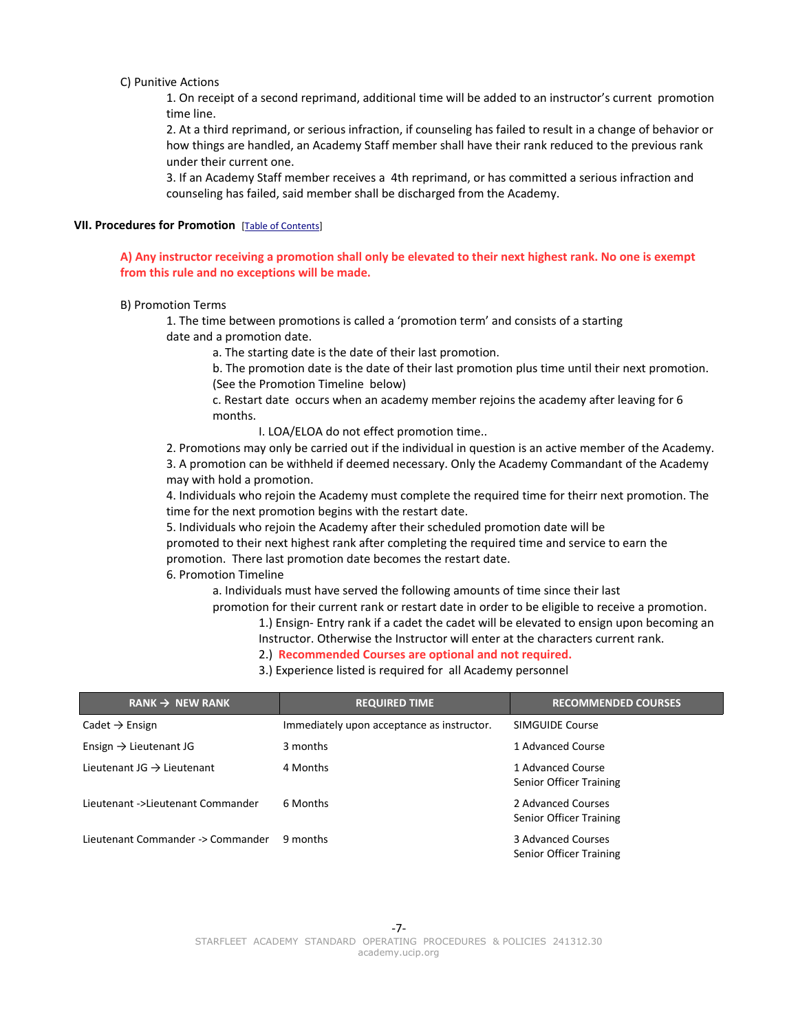C) Punitive Actions

1. On receipt of a second reprimand, additional time will be added to an instructor's current promotion time line.
2. At a third reprimand, or serious infraction, if counseling has failed to result in a change of behavior or how things are handled, an Academy Staff member shall have their rank reduced to the previous rank under their current one.
3. If an Academy Staff member receives a 4th reprimand, or has committed a serious infraction and counseling has failed, said member shall be discharged from the Academy.

## VII. Procedures for Promotion [Table of Contents]

**A) Any instructor receiving a promotion shall only be elevated to their next highest rank. No one is exempt from this rule and no exceptions will be made.**

B) Promotion Terms

1. The time between promotions is called a 'promotion term' and consists of a starting date and a promotion date.
   a. The starting date is the date of their last promotion.
   b. The promotion date is the date of their last promotion plus time until their next promotion. (See the Promotion Timeline below)
   c. Restart date occurs when an academy member rejoins the academy after leaving for 6 months.
      I. LOA/ELOA do not effect promotion time..
2. Promotions may only be carried out if the individual in question is an active member of the Academy.
3. A promotion can be withheld if deemed necessary. Only the Academy Commandant of the Academy may with hold a promotion.
4. Individuals who rejoin the Academy must complete the required time for theirr next promotion. The time for the next promotion begins with the restart date.
5. Individuals who rejoin the Academy after their scheduled promotion date will be promoted to their next highest rank after completing the required time and service to earn the promotion. There last promotion date becomes the restart date.
6. Promotion Timeline
   a. Individuals must have served the following amounts of time since their last promotion for their current rank or restart date in order to be eligible to receive a promotion.
      1.) Ensign- Entry rank if a cadet the cadet will be elevated to ensign upon becoming an Instructor. Otherwise the Instructor will enter at the characters current rank.
      2.) **Recommended Courses are optional and not required.**
      3.) Experience listed is required for all Academy personnel

| RANK → NEW RANK | REQUIRED TIME | RECOMMENDED COURSES |
|---|---|---|
| Cadet → Ensign | Immediately upon acceptance as instructor. | SIMGUIDE Course |
| Ensign → Lieutenant JG | 3 months | 1 Advanced Course |
| Lieutenant JG → Lieutenant | 4 Months | 1 Advanced Course<br>Senior Officer Training |
| Lieutenant ->Lieutenant Commander | 6 Months | 2 Advanced Courses<br>Senior Officer Training |
| Lieutenant Commander -> Commander | 9 months | 3 Advanced Courses<br>Senior Officer Training |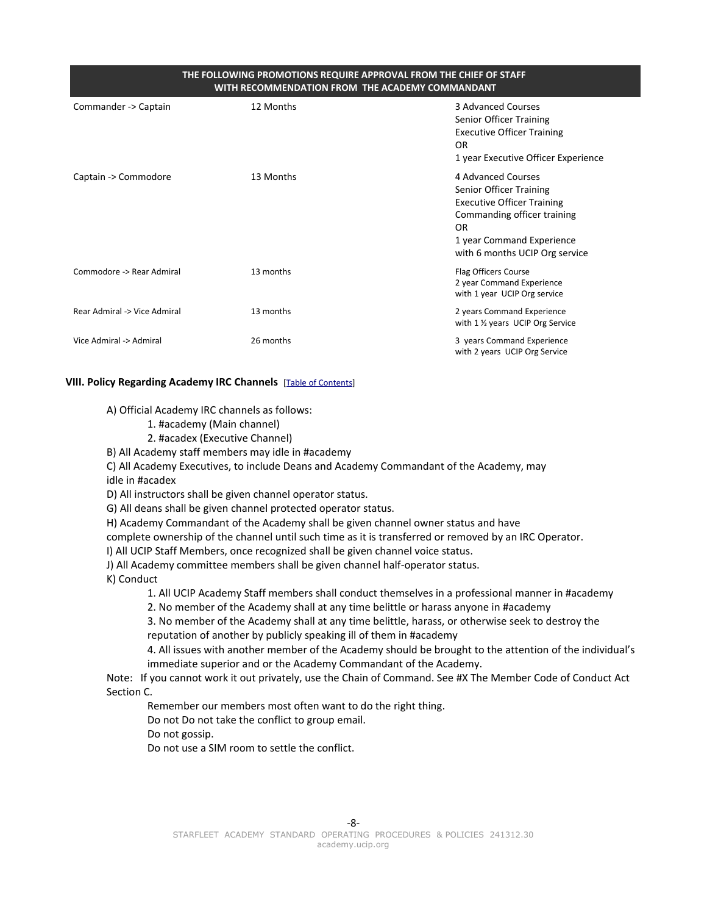| THE FOLLOWING PROMOTIONS REQUIRE APPROVAL FROM THE CHIEF OF STAFF WITH RECOMMENDATION FROM THE ACADEMY COMMANDANT | | |
|---|---|---|
| Commander -> Captain | 12 Months | 3 Advanced Courses<br>Senior Officer Training<br>Executive Officer Training<br>OR<br>1 year Executive Officer Experience |
| Captain -> Commodore | 13 Months | 4 Advanced Courses<br>Senior Officer Training<br>Executive Officer Training<br>Commanding officer training<br>OR<br>1 year Command Experience<br>with 6 months UCIP Org service |
| Commodore -> Rear Admiral | 13 months | Flag Officers Course<br>2 year Command Experience<br>with 1 year UCIP Org service |
| Rear Admiral -> Vice Admiral | 13 months | 2 years Command Experience<br>with 1 ½ years UCIP Org Service |
| Vice Admiral -> Admiral | 26 months | 3 years Command Experience<br>with 2 years UCIP Org Service |

### VIII. Policy Regarding Academy IRC Channels [Table of Contents]

A) Official Academy IRC channels as follows:
  1. #academy (Main channel)
  2. #acadex (Executive Channel)

B) All Academy staff members may idle in #academy

C) All Academy Executives, to include Deans and Academy Commandant of the Academy, may idle in #acadex

D) All instructors shall be given channel operator status.

G) All deans shall be given channel protected operator status.

H) Academy Commandant of the Academy shall be given channel owner status and have complete ownership of the channel until such time as it is transferred or removed by an IRC Operator.

I) All UCIP Staff Members, once recognized shall be given channel voice status.

J) All Academy committee members shall be given channel half-operator status.

K) Conduct
  1. All UCIP Academy Staff members shall conduct themselves in a professional manner in #academy
  2. No member of the Academy shall at any time belittle or harass anyone in #academy
  3. No member of the Academy shall at any time belittle, harass, or otherwise seek to destroy the reputation of another by publicly speaking ill of them in #academy
  4. All issues with another member of the Academy should be brought to the attention of the individual's immediate superior and or the Academy Commandant of the Academy.

Note: If you cannot work it out privately, use the Chain of Command. See #X The Member Code of Conduct Act Section C.

  Remember our members most often want to do the right thing.
  Do not Do not take the conflict to group email.
  Do not gossip.
  Do not use a SIM room to settle the conflict.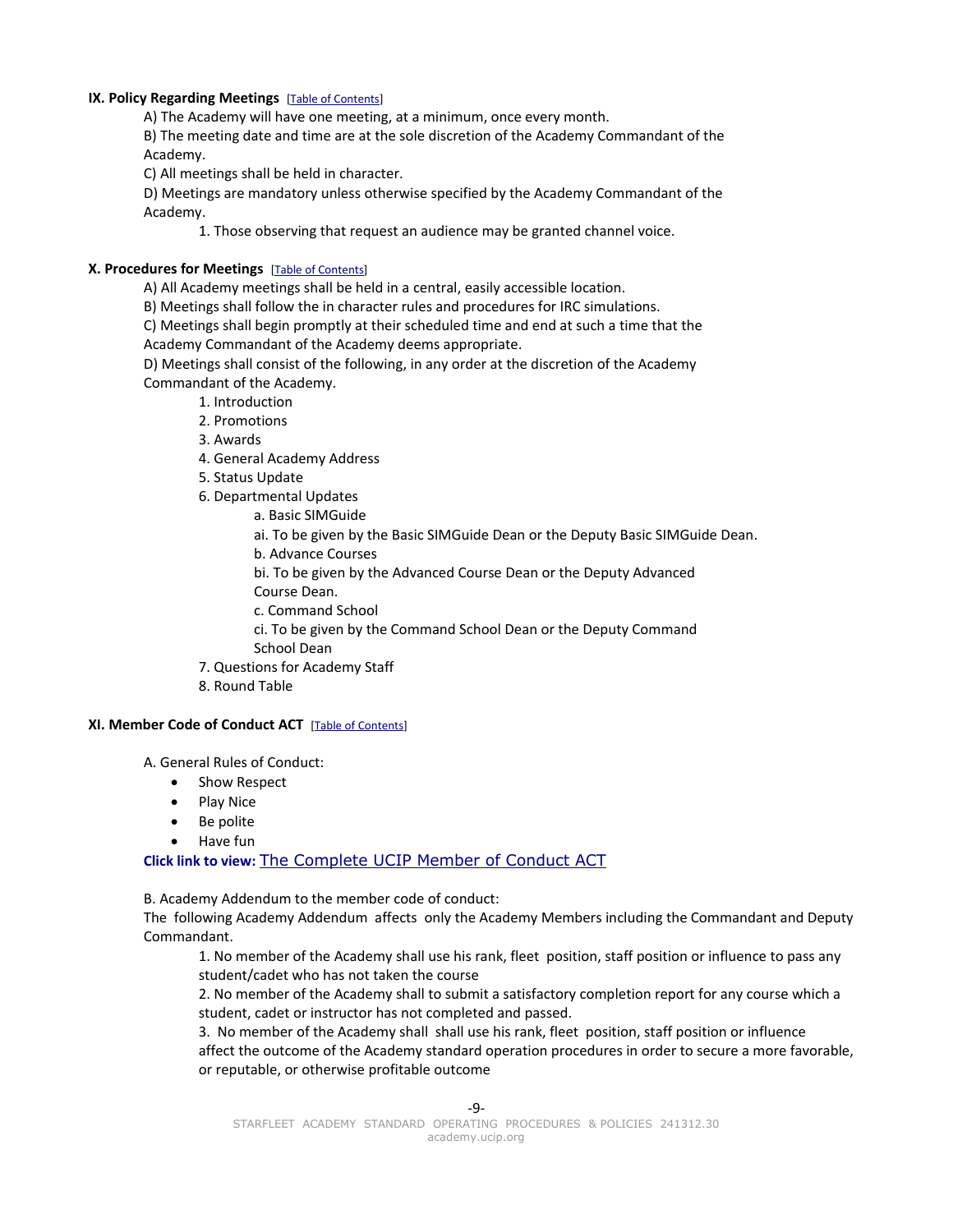### IX. Policy Regarding Meetings [Table of Contents]

A) The Academy will have one meeting, at a minimum, once every month.

B) The meeting date and time are at the sole discretion of the Academy Commandant of the Academy.

C) All meetings shall be held in character.

D) Meetings are mandatory unless otherwise specified by the Academy Commandant of the Academy.

1. Those observing that request an audience may be granted channel voice.

### X. Procedures for Meetings [Table of Contents]

A) All Academy meetings shall be held in a central, easily accessible location.

B) Meetings shall follow the in character rules and procedures for IRC simulations.

C) Meetings shall begin promptly at their scheduled time and end at such a time that the Academy Commandant of the Academy deems appropriate.

D) Meetings shall consist of the following, in any order at the discretion of the Academy Commandant of the Academy.

1. Introduction
2. Promotions
3. Awards
4. General Academy Address
5. Status Update
6. Departmental Updates
   - a. Basic SIMGuide
   - ai. To be given by the Basic SIMGuide Dean or the Deputy Basic SIMGuide Dean.
   - b. Advance Courses
   - bi. To be given by the Advanced Course Dean or the Deputy Advanced Course Dean.
   - c. Command School
   - ci. To be given by the Command School Dean or the Deputy Command School Dean
7. Questions for Academy Staff
8. Round Table

### XI. Member Code of Conduct ACT [Table of Contents]

A. General Rules of Conduct:

- Show Respect
- Play Nice
- Be polite
- Have fun

**Click link to view:** The Complete UCIP Member of Conduct ACT

B. Academy Addendum to the member code of conduct:

The following Academy Addendum affects only the Academy Members including the Commandant and Deputy Commandant.

1. No member of the Academy shall use his rank, fleet position, staff position or influence to pass any student/cadet who has not taken the course
2. No member of the Academy shall to submit a satisfactory completion report for any course which a student, cadet or instructor has not completed and passed.
3. No member of the Academy shall shall use his rank, fleet position, staff position or influence affect the outcome of the Academy standard operation procedures in order to secure a more favorable, or reputable, or otherwise profitable outcome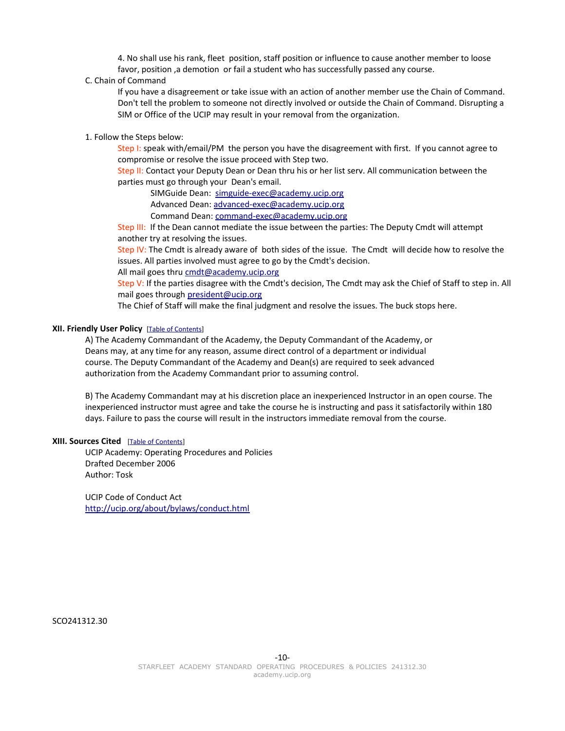4. No shall use his rank, fleet position, staff position or influence to cause another member to loose favor, position ,a demotion or fail a student who has successfully passed any course.

C. Chain of Command

If you have a disagreement or take issue with an action of another member use the Chain of Command. Don't tell the problem to someone not directly involved or outside the Chain of Command. Disrupting a SIM or Office of the UCIP may result in your removal from the organization.

1. Follow the Steps below:

Step I: speak with/email/PM the person you have the disagreement with first. If you cannot agree to compromise or resolve the issue proceed with Step two.

Step II: Contact your Deputy Dean or Dean thru his or her list serv. All communication between the parties must go through your Dean's email.

SIMGuide Dean: simguide-exec@academy.ucip.org
Advanced Dean: advanced-exec@academy.ucip.org
Command Dean: command-exec@academy.ucip.org

Step III: If the Dean cannot mediate the issue between the parties: The Deputy Cmdt will attempt another try at resolving the issues.

Step IV: The Cmdt is already aware of both sides of the issue. The Cmdt will decide how to resolve the issues. All parties involved must agree to go by the Cmdt's decision.
All mail goes thru cmdt@academy.ucip.org

Step V: If the parties disagree with the Cmdt's decision, The Cmdt may ask the Chief of Staff to step in. All mail goes through president@ucip.org
The Chief of Staff will make the final judgment and resolve the issues. The buck stops here.

## XII. Friendly User Policy [Table of Contents]

A) The Academy Commandant of the Academy, the Deputy Commandant of the Academy, or Deans may, at any time for any reason, assume direct control of a department or individual course. The Deputy Commandant of the Academy and Dean(s) are required to seek advanced authorization from the Academy Commandant prior to assuming control.

B) The Academy Commandant may at his discretion place an inexperienced Instructor in an open course. The inexperienced instructor must agree and take the course he is instructing and pass it satisfactorily within 180 days. Failure to pass the course will result in the instructors immediate removal from the course.

## XIII. Sources Cited [Table of Contents]

UCIP Academy: Operating Procedures and Policies
Drafted December 2006
Author: Tosk

UCIP Code of Conduct Act
http://ucip.org/about/bylaws/conduct.html

SCO241312.30